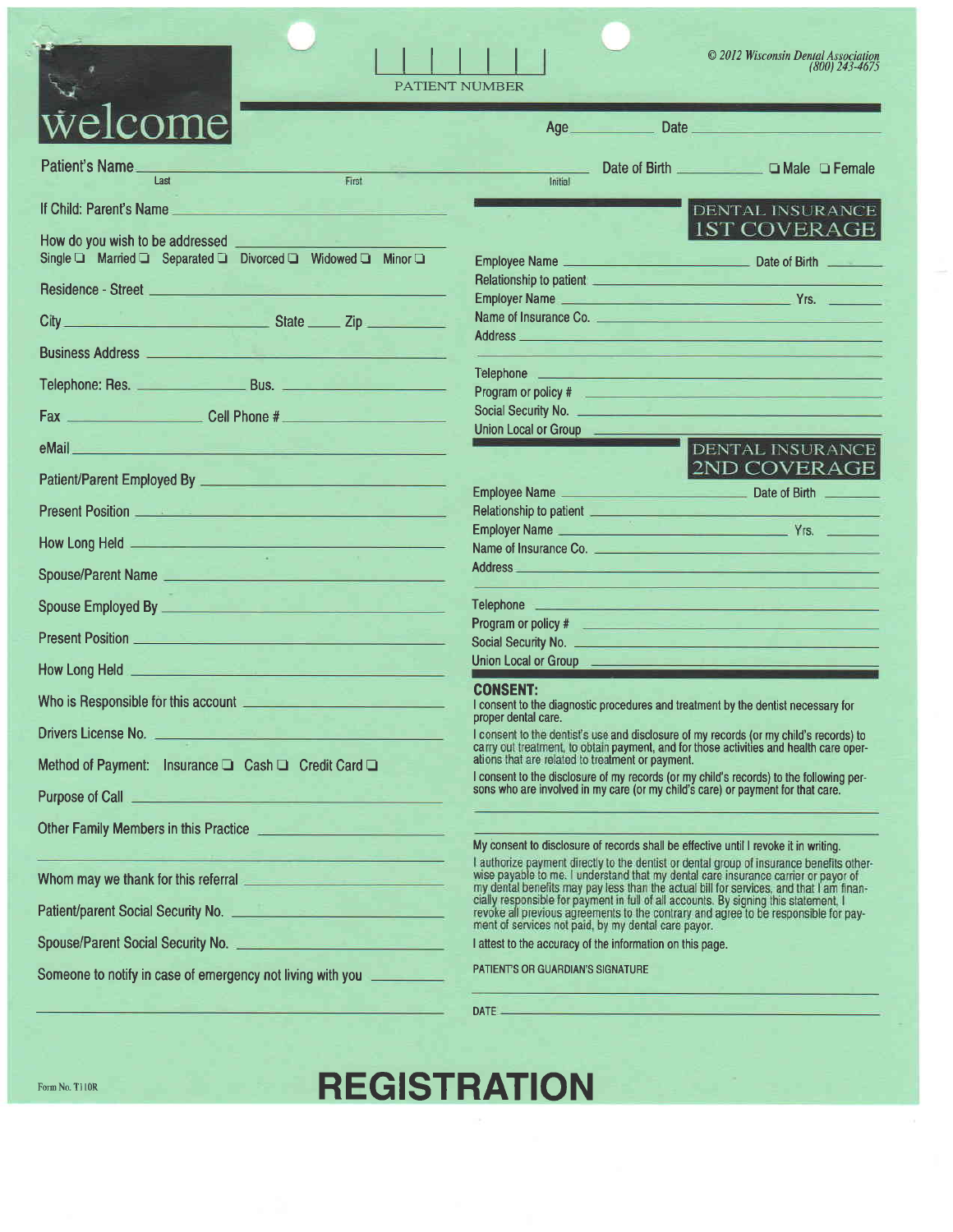# welcome

PATIENT NUMBER

© 2012 Wisconsin Dental Association (800) 243-4675

Age ____________ Date ____________________

Patient's Name ______________________________________________ Date of Birth ____________ ❑ Male ❑ Female

Last First Initial

If Child: Parent's Name ______________________________

How do you wish to be addressed ______________________

Single ❑ Married ❑ Separated ❑ Divorced ❑ Widowed ❑ Minor ❑

Residence - Street ______________________________

City ____________________ State _____ Zip __________

Business Address ______________________________

Telephone: Res. ______________ Bus. ______________

Fax ______________ Cell Phone # ______________

eMail ______________________________

Patient/Parent Employed By ______________________________

Present Position ______________________________

How Long Held ______________________________

Spouse/Parent Name ______________________________

Spouse Employed By ______________________________

Present Position ______________________________

How Long Held ______________________________

Who is Responsible for this account ______________________________

Drivers License No. ______________________________

Method of Payment: Insurance ❑ Cash ❑ Credit Card ❑

Purpose of Call ______________________________

Other Family Members in this Practice ______________________________

______________________________

Whom may we thank for this referral ______________________________

Patient/parent Social Security No. ______________________________

Spouse/Parent Social Security No. ______________________________

Someone to notify in case of emergency not living with you ______________

______________________________

## DENTAL INSURANCE 1ST COVERAGE

Employee Name ______________________ Date of Birth __________

Relationship to patient ______________________________

Employer Name ______________________ Yrs. __________

Name of Insurance Co. ______________________________

Address ______________________________

______________________________

Telephone ______________________________

Program or policy # ______________________________

Social Security No. ______________________________

Union Local or Group ______________________________

## DENTAL INSURANCE 2ND COVERAGE

Employee Name ______________________ Date of Birth __________

Relationship to patient ______________________________

Employer Name ______________________ Yrs. __________

Name of Insurance Co. ______________________________

Address ______________________________

______________________________

Telephone ______________________________

Program or policy # ______________________________

Social Security No. ______________________________

Union Local or Group ______________________________

**CONSENT:**

I consent to the diagnostic procedures and treatment by the dentist necessary for proper dental care.

I consent to the dentist's use and disclosure of my records (or my child's records) to carry out treatment, to obtain payment, and for those activities and health care operations that are related to treatment or payment.

I consent to the disclosure of my records (or my child's records) to the following persons who are involved in my care (or my child's care) or payment for that care.

______________________________

______________________________

My consent to disclosure of records shall be effective until I revoke it in writing.

I authorize payment directly to the dentist or dental group of insurance benefits otherwise payable to me. I understand that my dental care insurance carrier or payor of my dental benefits may pay less than the actual bill for services, and that I am financially responsible for payment in full of all accounts. By signing this statement, I revoke all previous agreements to the contrary and agree to be responsible for payment of services not paid, by my dental care payor.

I attest to the accuracy of the information on this page.

PATIENT'S OR GUARDIAN'S SIGNATURE

______________________________

DATE ______________________________

Form No. T110R

# REGISTRATION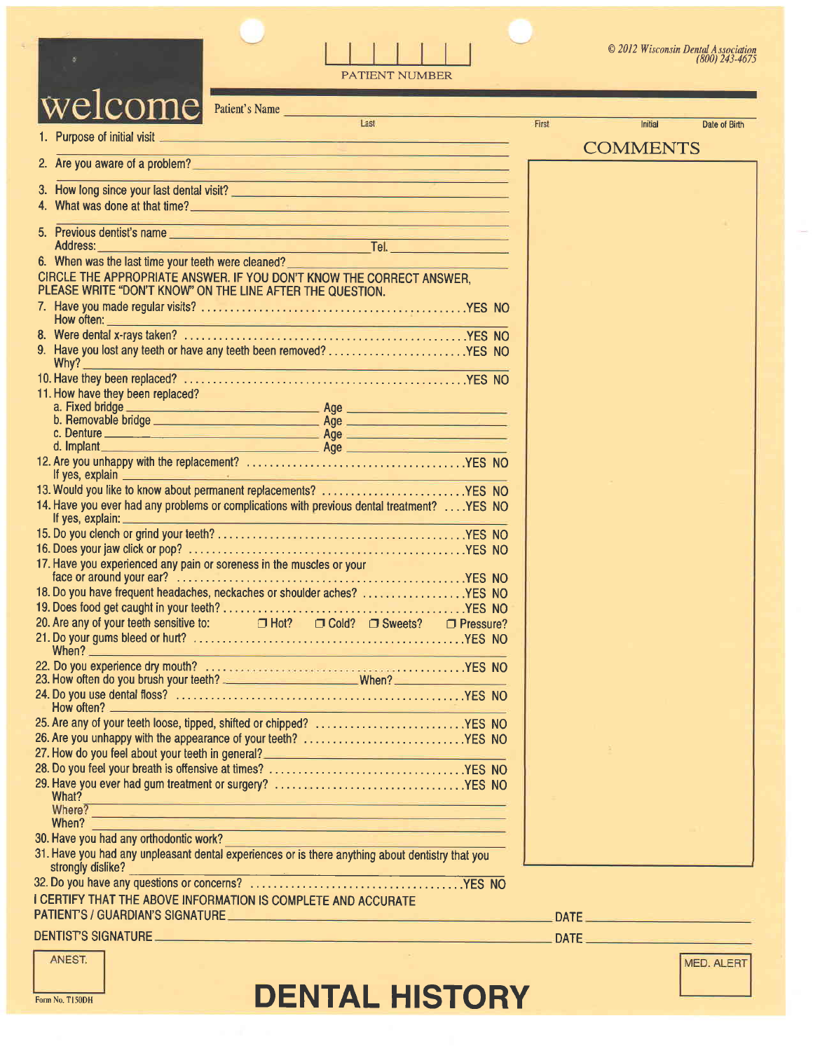© 2012 Wisconsin Dental Association
(800) 243-4675

PATIENT NUMBER

# welcome

Patient's Name ______________________ Last ______ First ______ Initial ______ Date of Birth ______

1. Purpose of initial visit ______________________
2. Are you aware of a problem? ______________________
3. How long since your last dental visit? ______________________
4. What was done at that time? ______________________
5. Previous dentist's name ______________________
   Address: ______________________ Tel. ______________________
6. When was the last time your teeth were cleaned? ______________________

CIRCLE THE APPROPRIATE ANSWER. IF YOU DON'T KNOW THE CORRECT ANSWER, PLEASE WRITE "DON'T KNOW" ON THE LINE AFTER THE QUESTION.

7. Have you made regular visits? .......... YES NO
   How often: ______________________
8. Were dental x-rays taken? .......... YES NO
9. Have you lost any teeth or have any teeth been removed? .......... YES NO
   Why? ______________________
10. Have they been replaced? .......... YES NO
11. How have they been replaced?
    a. Fixed bridge ______________________ Age ______
    b. Removable bridge ______________________ Age ______
    c. Denture ______________________ Age ______
    d. Implant ______________________ Age ______
12. Are you unhappy with the replacement? .......... YES NO
    If yes, explain ______________________
13. Would you like to know about permanent replacements? .......... YES NO
14. Have you ever had any problems or complications with previous dental treatment? .... YES NO
    If yes, explain: ______________________
15. Do you clench or grind your teeth? .......... YES NO
16. Does your jaw click or pop? .......... YES NO
17. Have you experienced any pain or soreness in the muscles or your face or around your ear? .......... YES NO
18. Do you have frequent headaches, neckaches or shoulder aches? .......... YES NO
19. Does food get caught in your teeth? .......... YES NO
20. Are any of your teeth sensitive to: ❒ Hot? ❒ Cold? ❒ Sweets? ❒ Pressure?
21. Do your gums bleed or hurt? .......... YES NO
    When? ______________________
22. Do you experience dry mouth? .......... YES NO
23. How often do you brush your teeth? ______________________ When? ______________________
24. Do you use dental floss? .......... YES NO
    How often? ______________________
25. Are any of your teeth loose, tipped, shifted or chipped? .......... YES NO
26. Are you unhappy with the appearance of your teeth? .......... YES NO
27. How do you feel about your teeth in general? ______________________
28. Do you feel your breath is offensive at times? .......... YES NO
29. Have you ever had gum treatment or surgery? .......... YES NO
    What? ______________________
    Where? ______________________
    When? ______________________
30. Have you had any orthodontic work? ______________________
31. Have you had any unpleasant dental experiences or is there anything about dentistry that you strongly dislike? ______________________
32. Do you have any questions or concerns? .......... YES NO

## COMMENTS

I CERTIFY THAT THE ABOVE INFORMATION IS COMPLETE AND ACCURATE

PATIENT'S / GUARDIAN'S SIGNATURE ______________________ DATE ______________________

DENTIST'S SIGNATURE ______________________ DATE ______________________

ANEST.

MED. ALERT

Form No. T150DH

# DENTAL HISTORY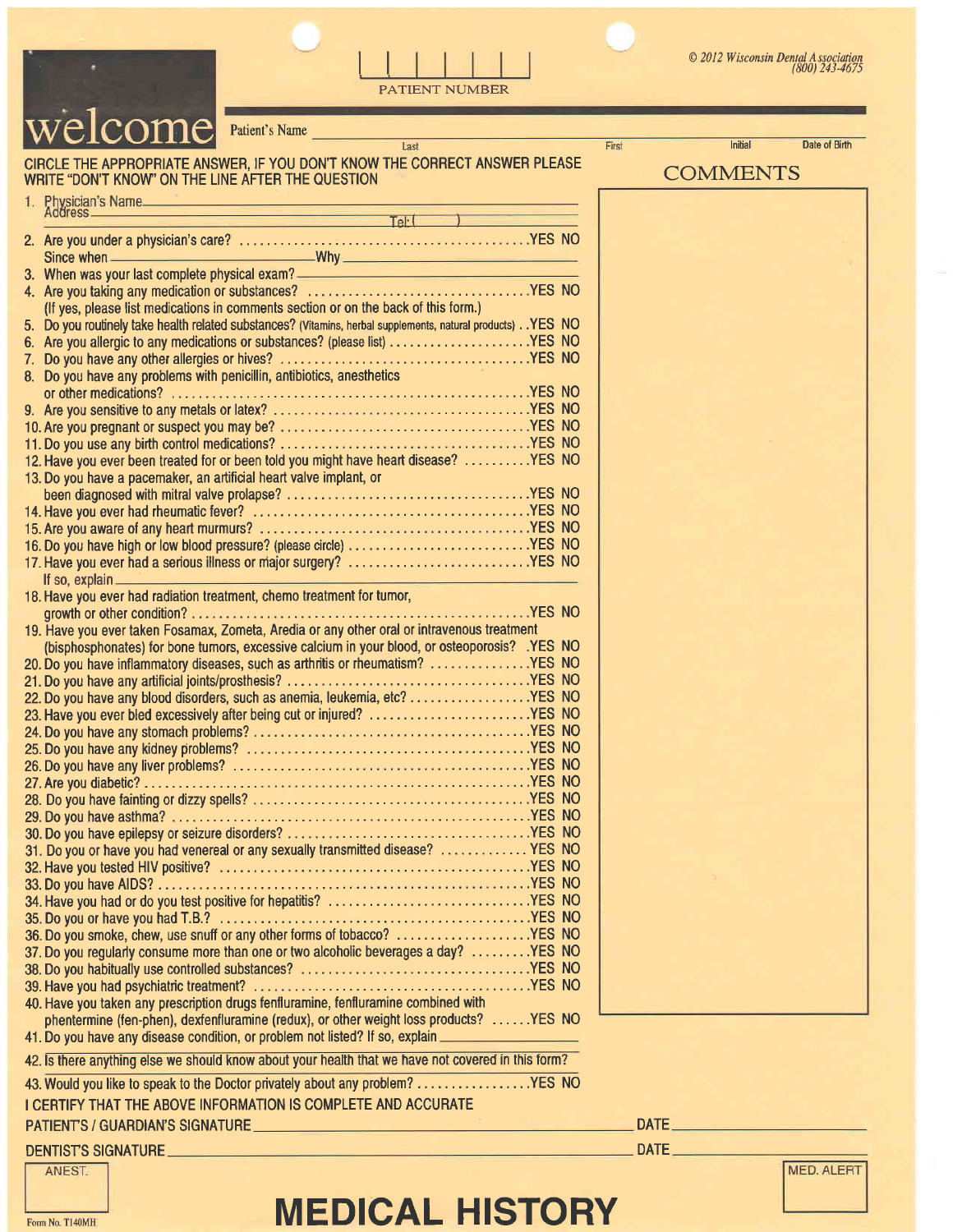© 2012 Wisconsin Dental Association (800) 243-4675

PATIENT NUMBER

# welcome

Patient's Name ______________________ Last ______________________ First ______ Initial ______ Date of Birth

CIRCLE THE APPROPRIATE ANSWER, IF YOU DON'T KNOW THE CORRECT ANSWER PLEASE WRITE "DON'T KNOW" ON THE LINE AFTER THE QUESTION

1. Physician's Name ______________________
   Address ______________________ Tel: ( )
2. Are you under a physician's care? .......... YES NO
   Since when ____________ Why ____________
3. When was your last complete physical exam? ____________
4. Are you taking any medication or substances? .......... YES NO
   (If yes, please list medications in comments section or on the back of this form.)
5. Do you routinely take health related substances? (Vitamins, herbal supplements, natural products) .. YES NO
6. Are you allergic to any medications or substances? (please list) .......... YES NO
7. Do you have any other allergies or hives? .......... YES NO
8. Do you have any problems with penicillin, antibiotics, anesthetics or other medications? .......... YES NO
9. Are you sensitive to any metals or latex? .......... YES NO
10. Are you pregnant or suspect you may be? .......... YES NO
11. Do you use any birth control medications? .......... YES NO
12. Have you ever been treated for or been told you might have heart disease? .......... YES NO
13. Do you have a pacemaker, an artificial heart valve implant, or been diagnosed with mitral valve prolapse? .......... YES NO
14. Have you ever had rheumatic fever? .......... YES NO
15. Are you aware of any heart murmurs? .......... YES NO
16. Do you have high or low blood pressure? (please circle) .......... YES NO
17. Have you ever had a serious illness or major surgery? .......... YES NO
    If so, explain ____________
18. Have you ever had radiation treatment, chemo treatment for tumor, growth or other condition? .......... YES NO
19. Have you ever taken Fosamax, Zometa, Aredia or any other oral or intravenous treatment (bisphosphonates) for bone tumors, excessive calcium in your blood, or osteoporosis? .YES NO
20. Do you have inflammatory diseases, such as arthritis or rheumatism? .......... YES NO
21. Do you have any artificial joints/prosthesis? .......... YES NO
22. Do you have any blood disorders, such as anemia, leukemia, etc? .......... YES NO
23. Have you ever bled excessively after being cut or injured? .......... YES NO
24. Do you have any stomach problems? .......... YES NO
25. Do you have any kidney problems? .......... YES NO
26. Do you have any liver problems? .......... YES NO
27. Are you diabetic? .......... YES NO
28. Do you have fainting or dizzy spells? .......... YES NO
29. Do you have asthma? .......... YES NO
30. Do you have epilepsy or seizure disorders? .......... YES NO
31. Do you or have you had venereal or any sexually transmitted disease? .......... YES NO
32. Have you tested HIV positive? .......... YES NO
33. Do you have AIDS? .......... YES NO
34. Have you had or do you test positive for hepatitis? .......... YES NO
35. Do you or have you had T.B.? .......... YES NO
36. Do you smoke, chew, use snuff or any other forms of tobacco? .......... YES NO
37. Do you regularly consume more than one or two alcoholic beverages a day? .......... YES NO
38. Do you habitually use controlled substances? .......... YES NO
39. Have you had psychiatric treatment? .......... YES NO
40. Have you taken any prescription drugs fenfluramine, fenfluramine combined with phentermine (fen-phen), dexfenfluramine (redux), or other weight loss products? ...... YES NO
41. Do you have any disease condition, or problem not listed? If so, explain ____________
42. Is there anything else we should know about your health that we have not covered in this form?
43. Would you like to speak to the Doctor privately about any problem? .......... YES NO

## COMMENTS

I CERTIFY THAT THE ABOVE INFORMATION IS COMPLETE AND ACCURATE

PATIENT'S / GUARDIAN'S SIGNATURE ______________________ DATE ____________

DENTIST'S SIGNATURE ______________________ DATE ____________

ANEST.

MED. ALERT

# MEDICAL HISTORY

Form No. T140MH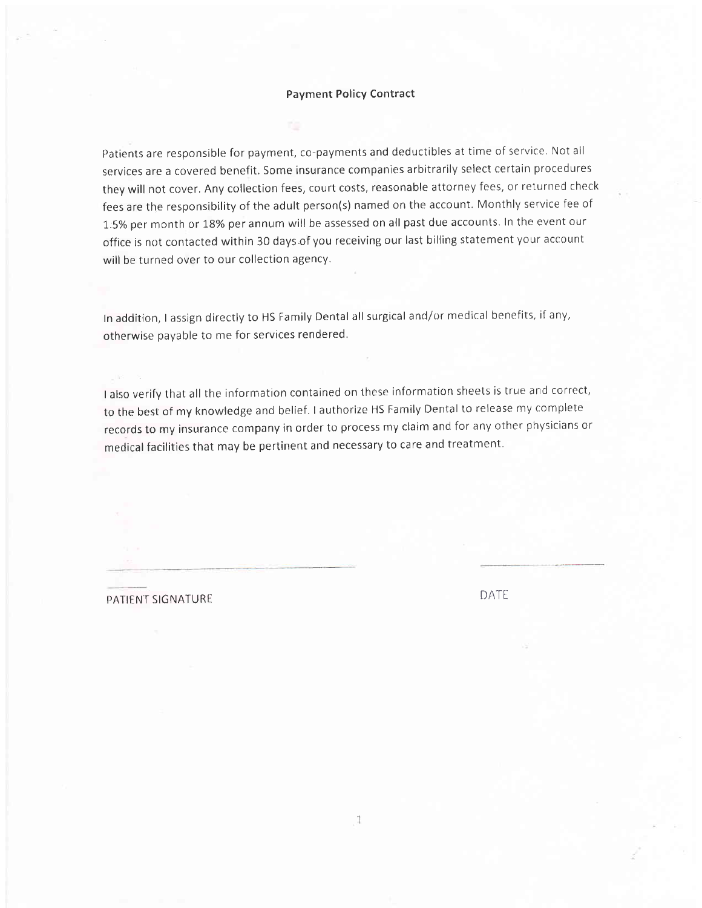## Payment Policy Contract

Patients are responsible for payment, co-payments and deductibles at time of service. Not all services are a covered benefit. Some insurance companies arbitrarily select certain procedures they will not cover. Any collection fees, court costs, reasonable attorney fees, or returned check fees are the responsibility of the adult person(s) named on the account. Monthly service fee of 1.5% per month or 18% per annum will be assessed on all past due accounts. In the event our office is not contacted within 30 days of you receiving our last billing statement your account will be turned over to our collection agency.

In addition, I assign directly to HS Family Dental all surgical and/or medical benefits, if any, otherwise payable to me for services rendered.

I also verify that all the information contained on these information sheets is true and correct, to the best of my knowledge and belief. I authorize HS Family Dental to release my complete records to my insurance company in order to process my claim and for any other physicians or medical facilities that may be pertinent and necessary to care and treatment.

\_\_\_\_\_\_\_\_\_\_\_\_\_\_\_\_\_\_\_\_\_\_\_\_\_\_\_\_\_\_ &nbsp;&nbsp;&nbsp;&nbsp;&nbsp;&nbsp;&nbsp;&nbsp; \_\_\_\_\_\_\_\_\_\_\_\_\_\_\_

PATIENT SIGNATURE &nbsp;&nbsp;&nbsp;&nbsp;&nbsp;&nbsp;&nbsp;&nbsp; DATE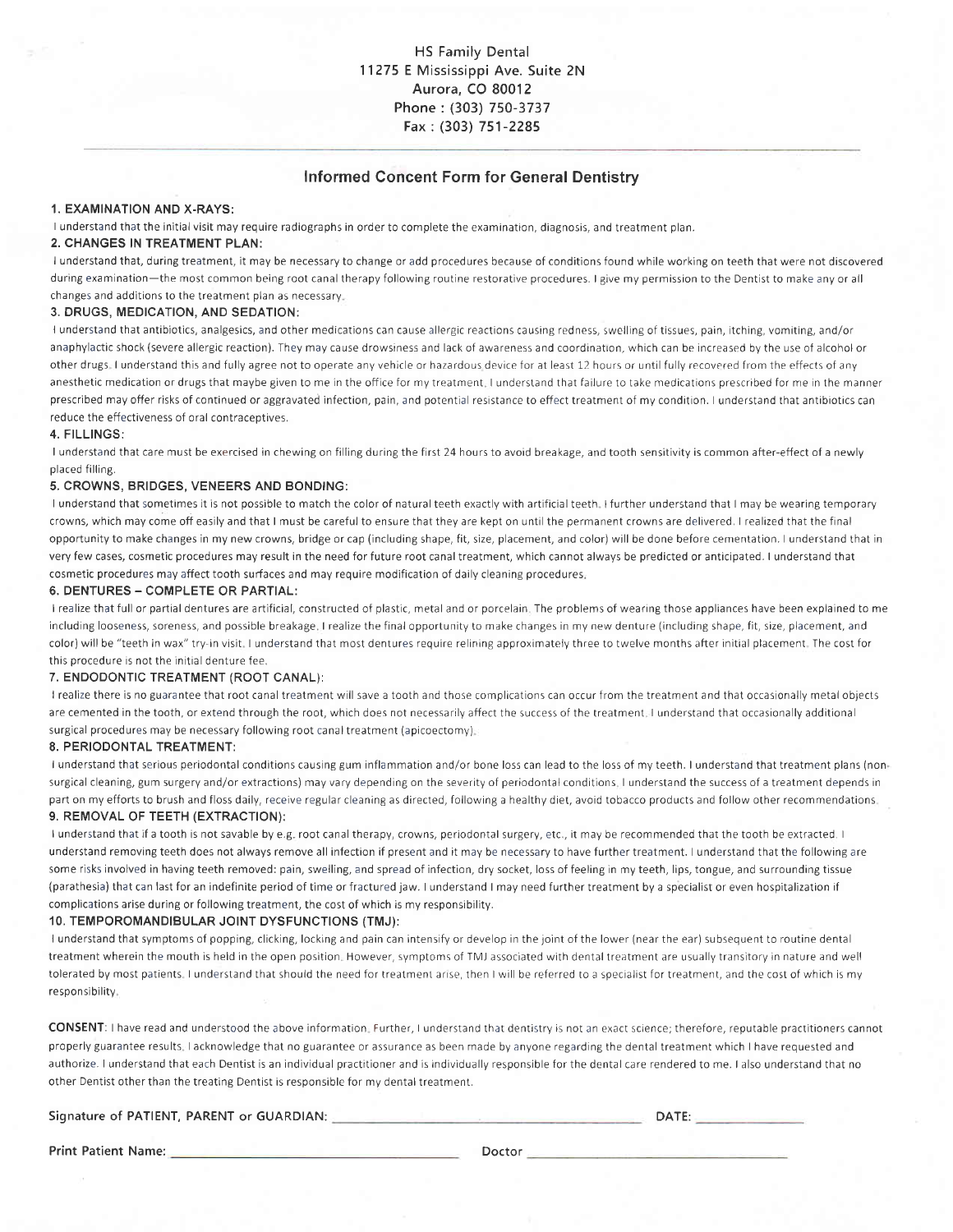HS Family Dental
11275 E Mississippi Ave. Suite 2N
Aurora, CO 80012
Phone : (303) 750-3737
Fax : (303) 751-2285

## Informed Concent Form for General Dentistry

**1. EXAMINATION AND X-RAYS:**

I understand that the initial visit may require radiographs in order to complete the examination, diagnosis, and treatment plan.

**2. CHANGES IN TREATMENT PLAN:**

I understand that, during treatment, it may be necessary to change or add procedures because of conditions found while working on teeth that were not discovered during examination—the most common being root canal therapy following routine restorative procedures. I give my permission to the Dentist to make any or all changes and additions to the treatment plan as necessary.

**3. DRUGS, MEDICATION, AND SEDATION:**

I understand that antibiotics, analgesics, and other medications can cause allergic reactions causing redness, swelling of tissues, pain, itching, vomiting, and/or anaphylactic shock (severe allergic reaction). They may cause drowsiness and lack of awareness and coordination, which can be increased by the use of alcohol or other drugs. I understand this and fully agree not to operate any vehicle or hazardous device for at least 12 hours or until fully recovered from the effects of any anesthetic medication or drugs that maybe given to me in the office for my treatment. I understand that failure to take medications prescribed for me in the manner prescribed may offer risks of continued or aggravated infection, pain, and potential resistance to effect treatment of my condition. I understand that antibiotics can reduce the effectiveness of oral contraceptives.

**4. FILLINGS:**

I understand that care must be exercised in chewing on filling during the first 24 hours to avoid breakage, and tooth sensitivity is common after-effect of a newly placed filling.

**5. CROWNS, BRIDGES, VENEERS AND BONDING:**

I understand that sometimes it is not possible to match the color of natural teeth exactly with artificial teeth. I further understand that I may be wearing temporary crowns, which may come off easily and that I must be careful to ensure that they are kept on until the permanent crowns are delivered. I realized that the final opportunity to make changes in my new crowns, bridge or cap (including shape, fit, size, placement, and color) will be done before cementation. I understand that in very few cases, cosmetic procedures may result in the need for future root canal treatment, which cannot always be predicted or anticipated. I understand that cosmetic procedures may affect tooth surfaces and may require modification of daily cleaning procedures.

**6. DENTURES – COMPLETE OR PARTIAL:**

I realize that full or partial dentures are artificial, constructed of plastic, metal and or porcelain. The problems of wearing those appliances have been explained to me including looseness, soreness, and possible breakage. I realize the final opportunity to make changes in my new denture (including shape, fit, size, placement, and color) will be "teeth in wax" try-in visit. I understand that most dentures require relining approximately three to twelve months after initial placement. The cost for this procedure is not the initial denture fee.

**7. ENDODONTIC TREATMENT (ROOT CANAL):**

I realize there is no guarantee that root canal treatment will save a tooth and those complications can occur from the treatment and that occasionally metal objects are cemented in the tooth, or extend through the root, which does not necessarily affect the success of the treatment. I understand that occasionally additional surgical procedures may be necessary following root canal treatment (apicoectomy).

**8. PERIODONTAL TREATMENT:**

I understand that serious periodontal conditions causing gum inflammation and/or bone loss can lead to the loss of my teeth. I understand that treatment plans (non-surgical cleaning, gum surgery and/or extractions) may vary depending on the severity of periodontal conditions. I understand the success of a treatment depends in part on my efforts to brush and floss daily, receive regular cleaning as directed, following a healthy diet, avoid tobacco products and follow other recommendations.

**9. REMOVAL OF TEETH (EXTRACTION):**

I understand that if a tooth is not savable by e.g. root canal therapy, crowns, periodontal surgery, etc., it may be recommended that the tooth be extracted. I understand removing teeth does not always remove all infection if present and it may be necessary to have further treatment. I understand that the following are some risks involved in having teeth removed: pain, swelling, and spread of infection, dry socket, loss of feeling in my teeth, lips, tongue, and surrounding tissue (parathesia) that can last for an indefinite period of time or fractured jaw. I understand I may need further treatment by a specialist or even hospitalization if complications arise during or following treatment, the cost of which is my responsibility.

**10. TEMPOROMANDIBULAR JOINT DYSFUNCTIONS (TMJ):**

I understand that symptoms of popping, clicking, locking and pain can intensify or develop in the joint of the lower (near the ear) subsequent to routine dental treatment wherein the mouth is held in the open position. However, symptoms of TMJ associated with dental treatment are usually transitory in nature and well tolerated by most patients. I understand that should the need for treatment arise, then I will be referred to a specialist for treatment, and the cost of which is my responsibility.

**CONSENT**: I have read and understood the above information. Further, I understand that dentistry is not an exact science; therefore, reputable practitioners cannot properly guarantee results. I acknowledge that no guarantee or assurance as been made by anyone regarding the dental treatment which I have requested and authorize. I understand that each Dentist is an individual practitioner and is individually responsible for the dental care rendered to me. I also understand that no other Dentist other than the treating Dentist is responsible for my dental treatment.

Signature of PATIENT, PARENT or GUARDIAN: ______________________ DATE: __________

Print Patient Name: ______________________ Doctor ______________________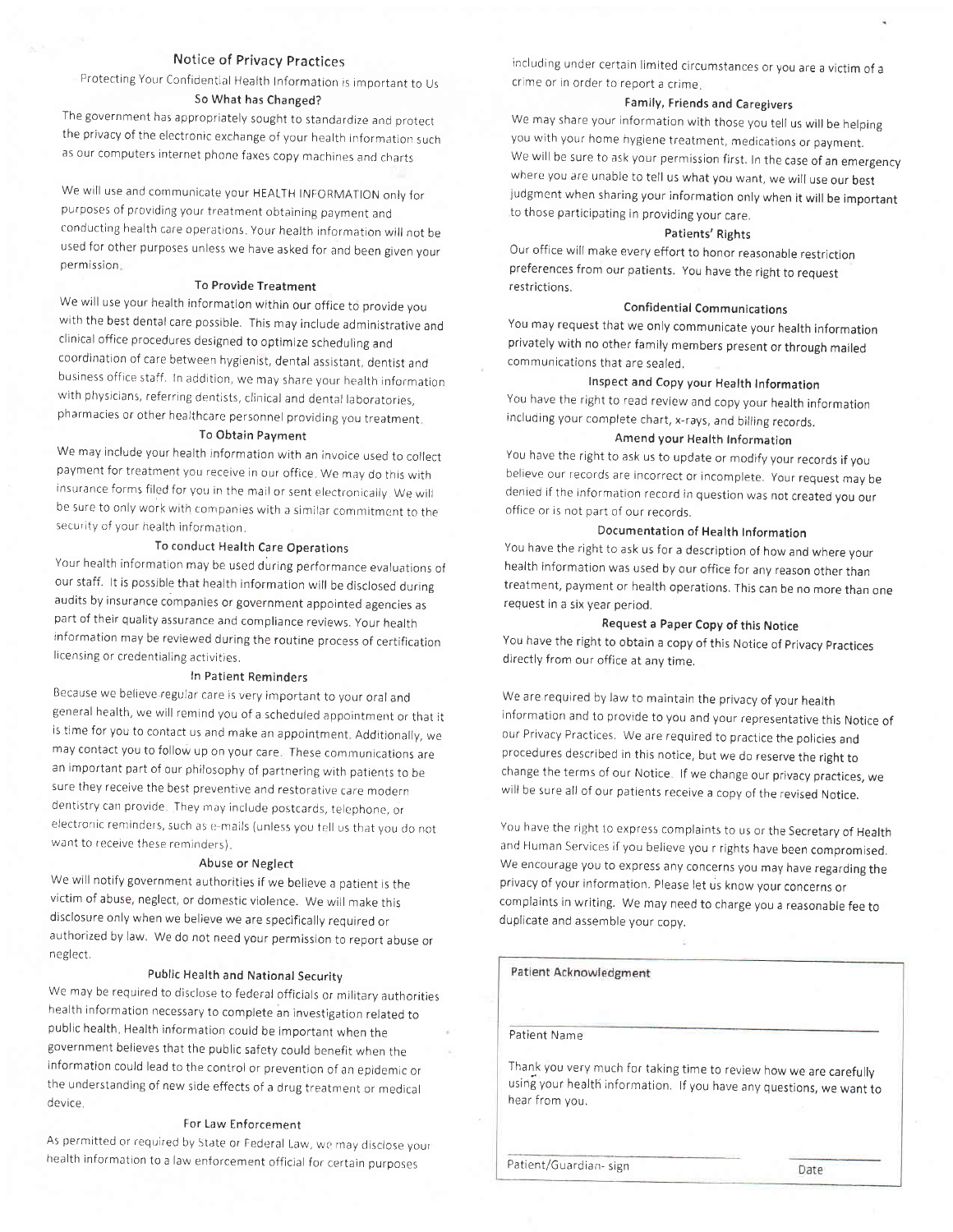# Notice of Privacy Practices

Protecting Your Confidential Health Information is important to Us

### So What has Changed?

The government has appropriately sought to standardize and protect the privacy of the electronic exchange of your health information such as our computers internet phone faxes copy machines and charts

We will use and communicate your HEALTH INFORMATION only for purposes of providing your treatment obtaining payment and conducting health care operations. Your health information will not be used for other purposes unless we have asked for and been given your permission.

### To Provide Treatment

We will use your health information within our office to provide you with the best dental care possible. This may include administrative and clinical office procedures designed to optimize scheduling and coordination of care between hygienist, dental assistant, dentist and business office staff. In addition, we may share your health information with physicians, referring dentists, clinical and dental laboratories, pharmacies or other healthcare personnel providing you treatment.

### To Obtain Payment

We may include your health information with an invoice used to collect payment for treatment you receive in our office. We may do this with insurance forms filed for you in the mail or sent electronically. We will be sure to only work with companies with a similar commitment to the security of your health information.

### To conduct Health Care Operations

Your health information may be used during performance evaluations of our staff. It is possible that health information will be disclosed during audits by insurance companies or government appointed agencies as part of their quality assurance and compliance reviews. Your health information may be reviewed during the routine process of certification licensing or credentialing activities.

### In Patient Reminders

Because we believe regular care is very important to your oral and general health, we will remind you of a scheduled appointment or that it is time for you to contact us and make an appointment. Additionally, we may contact you to follow up on your care. These communications are an important part of our philosophy of partnering with patients to be sure they receive the best preventive and restorative care modern dentistry can provide. They may include postcards, telephone, or electronic reminders, such as e-mails (unless you tell us that you do not want to receive these reminders).

### Abuse or Neglect

We will notify government authorities if we believe a patient is the victim of abuse, neglect, or domestic violence. We will make this disclosure only when we believe we are specifically required or authorized by law. We do not need your permission to report abuse or neglect.

### Public Health and National Security

We may be required to disclose to federal officials or military authorities health information necessary to complete an investigation related to public health, Health information could be important when the government believes that the public safety could benefit when the information could lead to the control or prevention of an epidemic or the understanding of new side effects of a drug treatment or medical device.

### For Law Enforcement

As permitted or required by State or Federal Law, we may disclose your health information to a law enforcement official for certain purposes including under certain limited circumstances or you are a victim of a crime or in order to report a crime.

### Family, Friends and Caregivers

We may share your information with those you tell us will be helping you with your home hygiene treatment, medications or payment. We will be sure to ask your permission first. In the case of an emergency where you are unable to tell us what you want, we will use our best judgment when sharing your information only when it will be important to those participating in providing your care.

### Patients' Rights

Our office will make every effort to honor reasonable restriction preferences from our patients. You have the right to request restrictions.

### Confidential Communications

You may request that we only communicate your health information privately with no other family members present or through mailed communications that are sealed.

### Inspect and Copy your Health Information

You have the right to read review and copy your health information including your complete chart, x-rays, and billing records.

### Amend your Health Information

You have the right to ask us to update or modify your records if you believe our records are incorrect or incomplete. Your request may be denied if the information record in question was not created you our office or is not part of our records.

### Documentation of Health Information

You have the right to ask us for a description of how and where your health information was used by our office for any reason other than treatment, payment or health operations. This can be no more than one request in a six year period.

### Request a Paper Copy of this Notice

You have the right to obtain a copy of this Notice of Privacy Practices directly from our office at any time.

We are required by law to maintain the privacy of your health information and to provide to you and your representative this Notice of our Privacy Practices. We are required to practice the policies and procedures described in this notice, but we do reserve the right to change the terms of our Notice. If we change our privacy practices, we will be sure all of our patients receive a copy of the revised Notice.

You have the right to express complaints to us or the Secretary of Health and Human Services if you believe you r rights have been compromised. We encourage you to express any concerns you may have regarding the privacy of your information. Please let us know your concerns or complaints in writing. We may need to charge you a reasonable fee to duplicate and assemble your copy.

**Patient Acknowledgment**

_______________________________________________

Patient Name

Thank you very much for taking time to review how we are carefully using your health information. If you have any questions, we want to hear from you.

_______________________________ ____________

Patient/Guardian- sign Date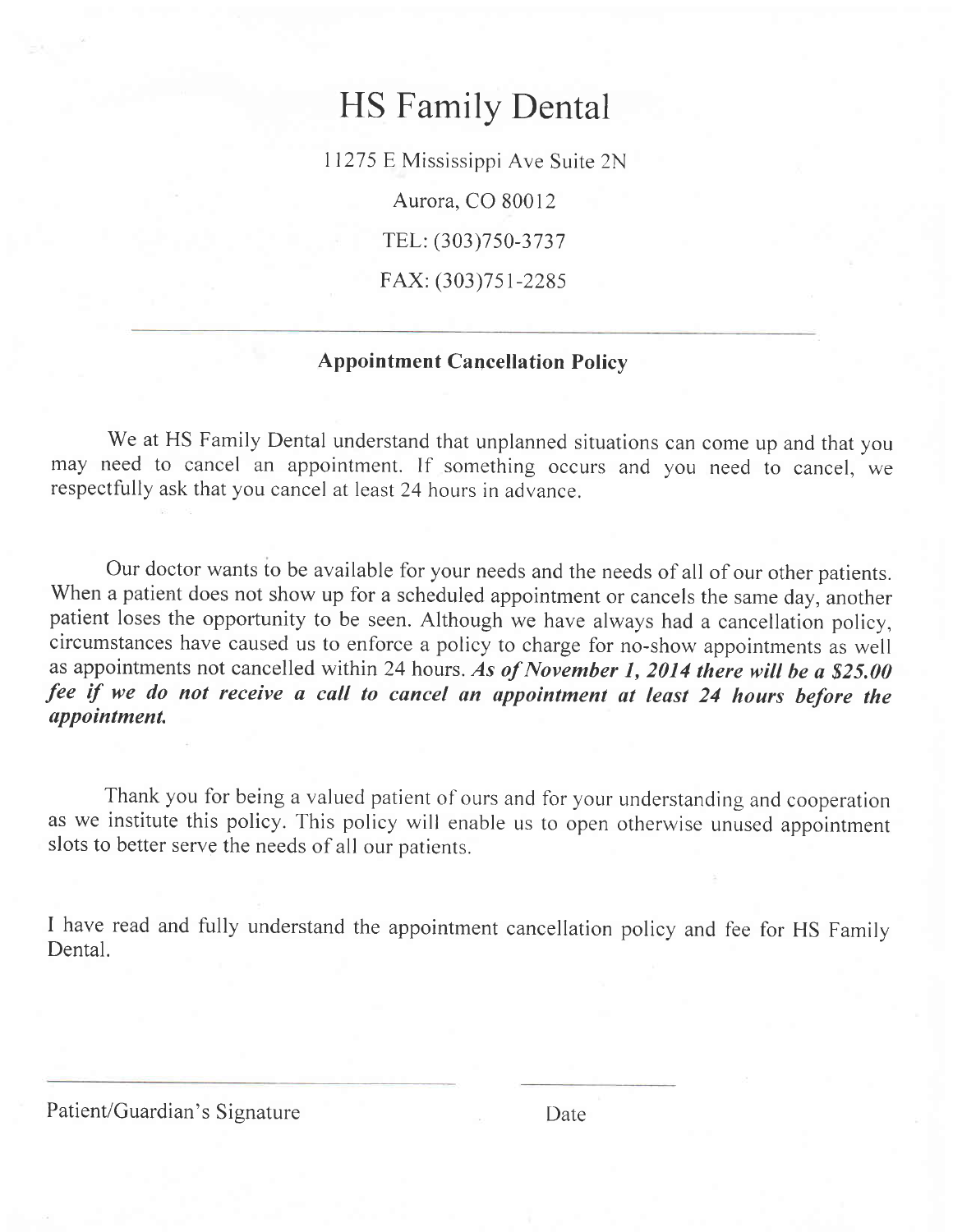# HS Family Dental

11275 E Mississippi Ave Suite 2N

Aurora, CO 80012

TEL: (303)750-3737

FAX: (303)751-2285

---

**Appointment Cancellation Policy**

We at HS Family Dental understand that unplanned situations can come up and that you may need to cancel an appointment. If something occurs and you need to cancel, we respectfully ask that you cancel at least 24 hours in advance.

Our doctor wants to be available for your needs and the needs of all of our other patients. When a patient does not show up for a scheduled appointment or cancels the same day, another patient loses the opportunity to be seen. Although we have always had a cancellation policy, circumstances have caused us to enforce a policy to charge for no-show appointments as well as appointments not cancelled within 24 hours. ***As of November 1, 2014 there will be a $25.00 fee if we do not receive a call to cancel an appointment at least 24 hours before the appointment.***

Thank you for being a valued patient of ours and for your understanding and cooperation as we institute this policy. This policy will enable us to open otherwise unused appointment slots to better serve the needs of all our patients.

I have read and fully understand the appointment cancellation policy and fee for HS Family Dental.

\_\_\_\_\_\_\_\_\_\_\_\_\_\_\_\_\_\_\_\_\_\_\_\_\_\_\_\_\_\_\_\_ \_\_\_\_\_\_\_\_\_\_\_\_\_\_\_

Patient/Guardian's Signature Date